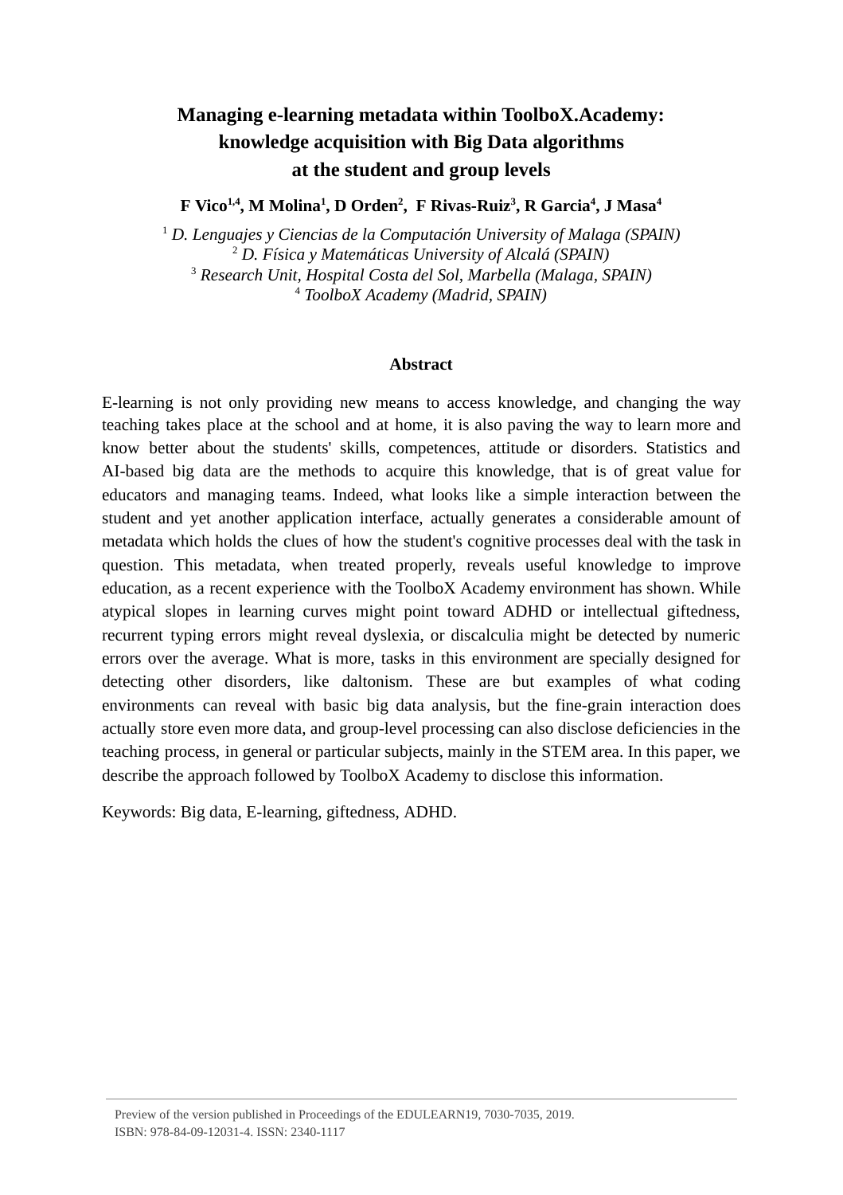# Managing e-learning metadata within ToolboX.Academy: knowledge acquisition with Big Data algorithms at the student and group levels

**F Vico[1,4], M Molina[1], D Orden[2], F Rivas-Ruiz[3], R Garcia[4], J Masa[4]**

[1] *D. Lenguajes y Ciencias de la Computación University of Malaga (SPAIN)*
[2] *D. Física y Matemáticas University of Alcalá (SPAIN)*
[3] *Research Unit, Hospital Costa del Sol, Marbella (Malaga, SPAIN)*
[4] *ToolboX Academy (Madrid, SPAIN)*

### Abstract

E-learning is not only providing new means to access knowledge, and changing the way teaching takes place at the school and at home, it is also paving the way to learn more and know better about the students' skills, competences, attitude or disorders. Statistics and AI-based big data are the methods to acquire this knowledge, that is of great value for educators and managing teams. Indeed, what looks like a simple interaction between the student and yet another application interface, actually generates a considerable amount of metadata which holds the clues of how the student's cognitive processes deal with the task in question. This metadata, when treated properly, reveals useful knowledge to improve education, as a recent experience with the ToolboX Academy environment has shown. While atypical slopes in learning curves might point toward ADHD or intellectual giftedness, recurrent typing errors might reveal dyslexia, or discalculia might be detected by numeric errors over the average. What is more, tasks in this environment are specially designed for detecting other disorders, like daltonism. These are but examples of what coding environments can reveal with basic big data analysis, but the fine-grain interaction does actually store even more data, and group-level processing can also disclose deficiencies in the teaching process, in general or particular subjects, mainly in the STEM area. In this paper, we describe the approach followed by ToolboX Academy to disclose this information.

Keywords: Big data, E-learning, giftedness, ADHD.

Preview of the version published in Proceedings of the EDULEARN19, 7030-7035, 2019.
ISBN: 978-84-09-12031-4. ISSN: 2340-1117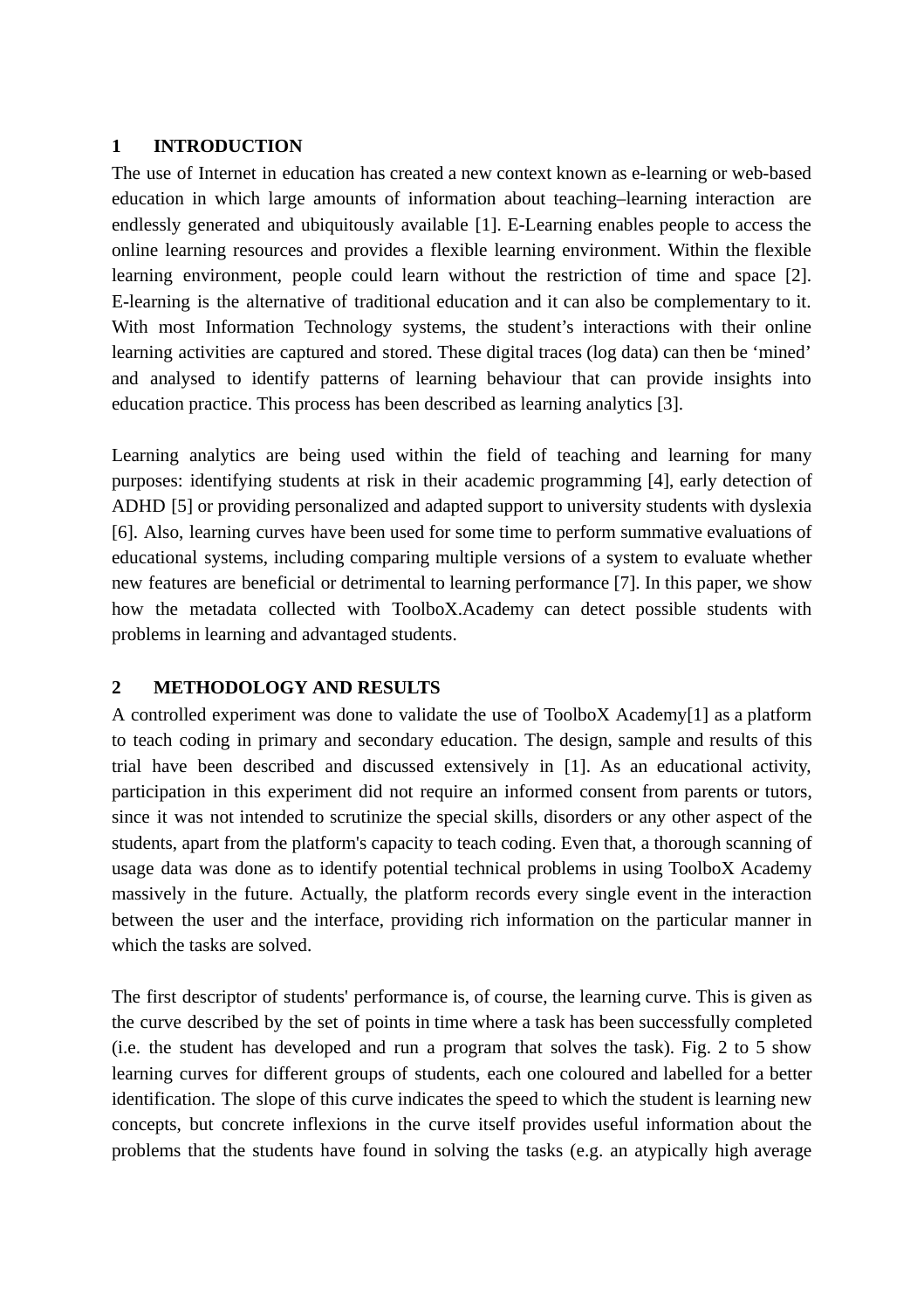## 1 INTRODUCTION

The use of Internet in education has created a new context known as e-learning or web-based education in which large amounts of information about teaching–learning interaction are endlessly generated and ubiquitously available [1]. E-Learning enables people to access the online learning resources and provides a flexible learning environment. Within the flexible learning environment, people could learn without the restriction of time and space [2]. E-learning is the alternative of traditional education and it can also be complementary to it. With most Information Technology systems, the student's interactions with their online learning activities are captured and stored. These digital traces (log data) can then be 'mined' and analysed to identify patterns of learning behaviour that can provide insights into education practice. This process has been described as learning analytics [3].

Learning analytics are being used within the field of teaching and learning for many purposes: identifying students at risk in their academic programming [4], early detection of ADHD [5] or providing personalized and adapted support to university students with dyslexia [6]. Also, learning curves have been used for some time to perform summative evaluations of educational systems, including comparing multiple versions of a system to evaluate whether new features are beneficial or detrimental to learning performance [7]. In this paper, we show how the metadata collected with ToolboX.Academy can detect possible students with problems in learning and advantaged students.

## 2 METHODOLOGY AND RESULTS

A controlled experiment was done to validate the use of ToolboX Academy[1] as a platform to teach coding in primary and secondary education. The design, sample and results of this trial have been described and discussed extensively in [1]. As an educational activity, participation in this experiment did not require an informed consent from parents or tutors, since it was not intended to scrutinize the special skills, disorders or any other aspect of the students, apart from the platform's capacity to teach coding. Even that, a thorough scanning of usage data was done as to identify potential technical problems in using ToolboX Academy massively in the future. Actually, the platform records every single event in the interaction between the user and the interface, providing rich information on the particular manner in which the tasks are solved.

The first descriptor of students' performance is, of course, the learning curve. This is given as the curve described by the set of points in time where a task has been successfully completed (i.e. the student has developed and run a program that solves the task). Fig. 2 to 5 show learning curves for different groups of students, each one coloured and labelled for a better identification. The slope of this curve indicates the speed to which the student is learning new concepts, but concrete inflexions in the curve itself provides useful information about the problems that the students have found in solving the tasks (e.g. an atypically high average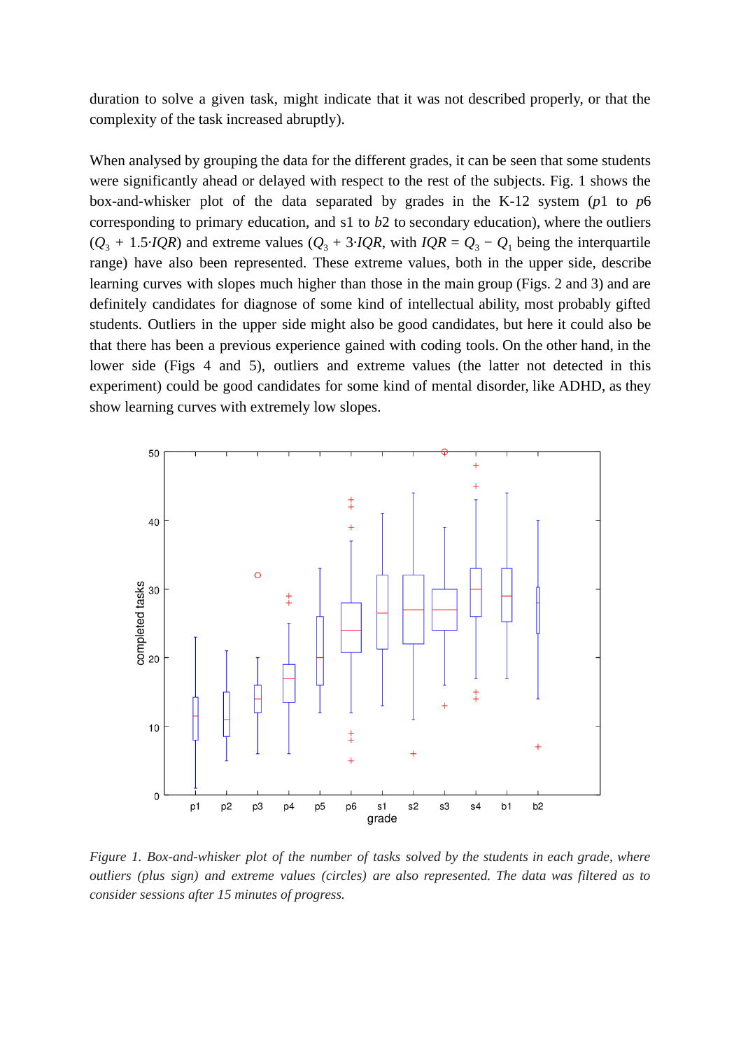duration to solve a given task, might indicate that it was not described properly, or that the complexity of the task increased abruptly).

When analysed by grouping the data for the different grades, it can be seen that some students were significantly ahead or delayed with respect to the rest of the subjects. Fig. 1 shows the box-and-whisker plot of the data separated by grades in the K-12 system (*p*1 to *p*6 corresponding to primary education, and s1 to *b*2 to secondary education), where the outliers ($Q_3$ + 1.5·$IQR$) and extreme values ($Q_3$ + 3·$IQR$, with $IQR = Q_3 - Q_1$ being the interquartile range) have also been represented. These extreme values, both in the upper side, describe learning curves with slopes much higher than those in the main group (Figs. 2 and 3) and are definitely candidates for diagnose of some kind of intellectual ability, most probably gifted students. Outliers in the upper side might also be good candidates, but here it could also be that there has been a previous experience gained with coding tools. On the other hand, in the lower side (Figs 4 and 5), outliers and extreme values (the latter not detected in this experiment) could be good candidates for some kind of mental disorder, like ADHD, as they show learning curves with extremely low slopes.

completed tasks
0
10
20
30
40
50
p1 p2 p3 p4 p5 p6 s1 s2 s3 s4 b1 b2
grade

*Figure 1. Box-and-whisker plot of the number of tasks solved by the students in each grade, where outliers (plus sign) and extreme values (circles) are also represented. The data was filtered as to consider sessions after 15 minutes of progress.*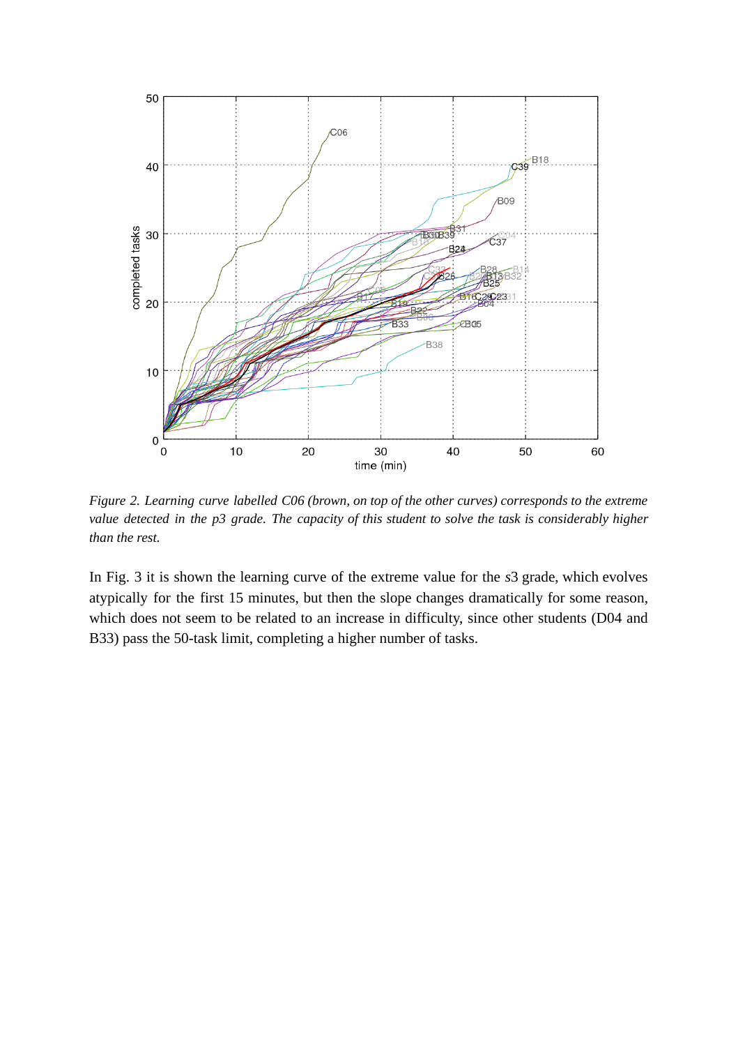completed tasks

time (min)

0
10
20
30
40
50

0
10
20
30
40
50
60

C06
B18
C39
B09
B31
B30 B39
B10
C04
C37
B24
B28
C32
B14
C31 B26
B20 B13 B32
B25
C05
B17
B19
B16 C29 C23 C31
B04
B22
B06
B33
C30 B05
B38

*Figure 2. Learning curve labelled C06 (brown, on top of the other curves) corresponds to the extreme value detected in the p3 grade. The capacity of this student to solve the task is considerably higher than the rest.*

In Fig. 3 it is shown the learning curve of the extreme value for the *s*3 grade, which evolves atypically for the first 15 minutes, but then the slope changes dramatically for some reason, which does not seem to be related to an increase in difficulty, since other students (D04 and B33) pass the 50-task limit, completing a higher number of tasks.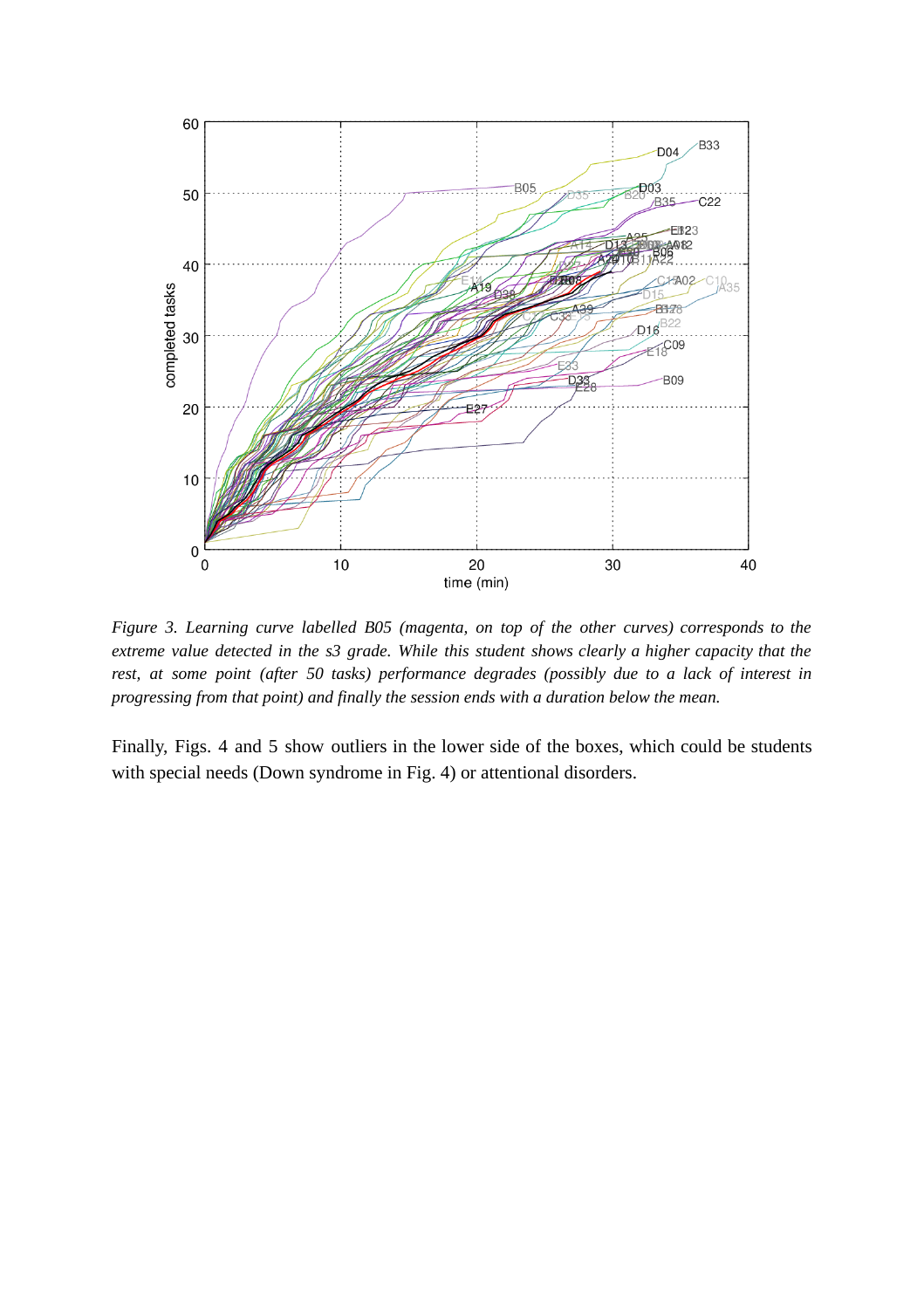60
50
40
30
20
10
0
completed tasks
0
10
20
30
40
time (min)

B33
D04
B05
D35
B20
D03
B35
C22
E12
E23
A25
A13
D13
A08
A02
B06
A20
D10
B11
A22
E14
A19
D38
B28
E08
C14
A02
C10
A35
D15
A39
B17
B36
C38
B22
D16
C09
E18
E33
D33
E28
B09
E27

*Figure 3. Learning curve labelled B05 (magenta, on top of the other curves) corresponds to the extreme value detected in the s3 grade. While this student shows clearly a higher capacity that the rest, at some point (after 50 tasks) performance degrades (possibly due to a lack of interest in progressing from that point) and finally the session ends with a duration below the mean.*

Finally, Figs. 4 and 5 show outliers in the lower side of the boxes, which could be students with special needs (Down syndrome in Fig. 4) or attentional disorders.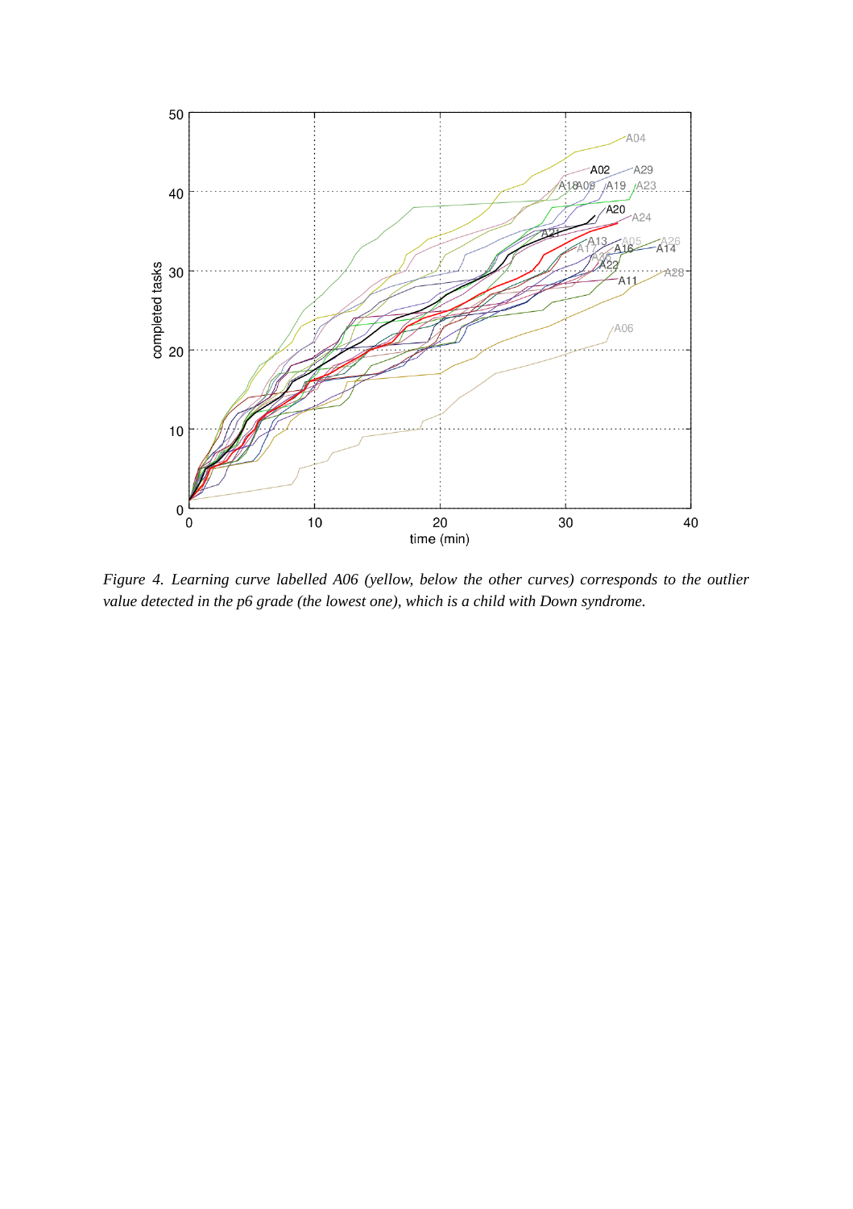50

40

30

20

10

0

completed tasks

0

10

20

30

40

time (min)

A04

A02

A29

A18

A09

A19

A23

A20

A24

A21

A13

A05

A26

A17

A16

A14

A22

A28

A11

A06

*Figure 4. Learning curve labelled A06 (yellow, below the other curves) corresponds to the outlier value detected in the p6 grade (the lowest one), which is a child with Down syndrome.*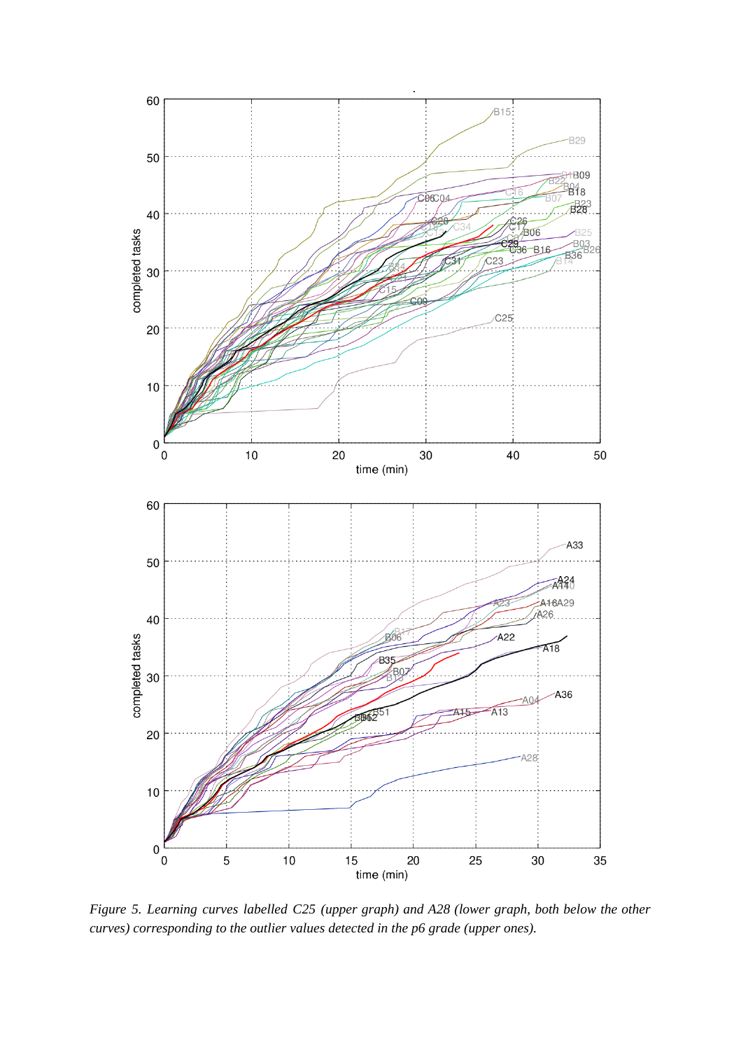completed tasks

time (min)

0 10 20 30 40 50

0 10 20 30 40 50 60

B15 B29 B1 B09 B22 B04 B18 C16 B07 C06 C04 B23 B28 C26 C28 C34 C17 B06 B25 C29 B03 C36 B16 B26 B36 B14 C31 C23 C15 C09 C25

completed tasks

time (min)

0 5 10 15 20 25 30 35

0 10 20 30 40 50 60

A33 A24 A140 A23 A16 A29 A26 B17 B06 A22 A18 B35 B07 B13 A04 A36 B51 B52 A15 A13 A28

*Figure 5. Learning curves labelled C25 (upper graph) and A28 (lower graph, both below the other curves) corresponding to the outlier values detected in the p6 grade (upper ones).*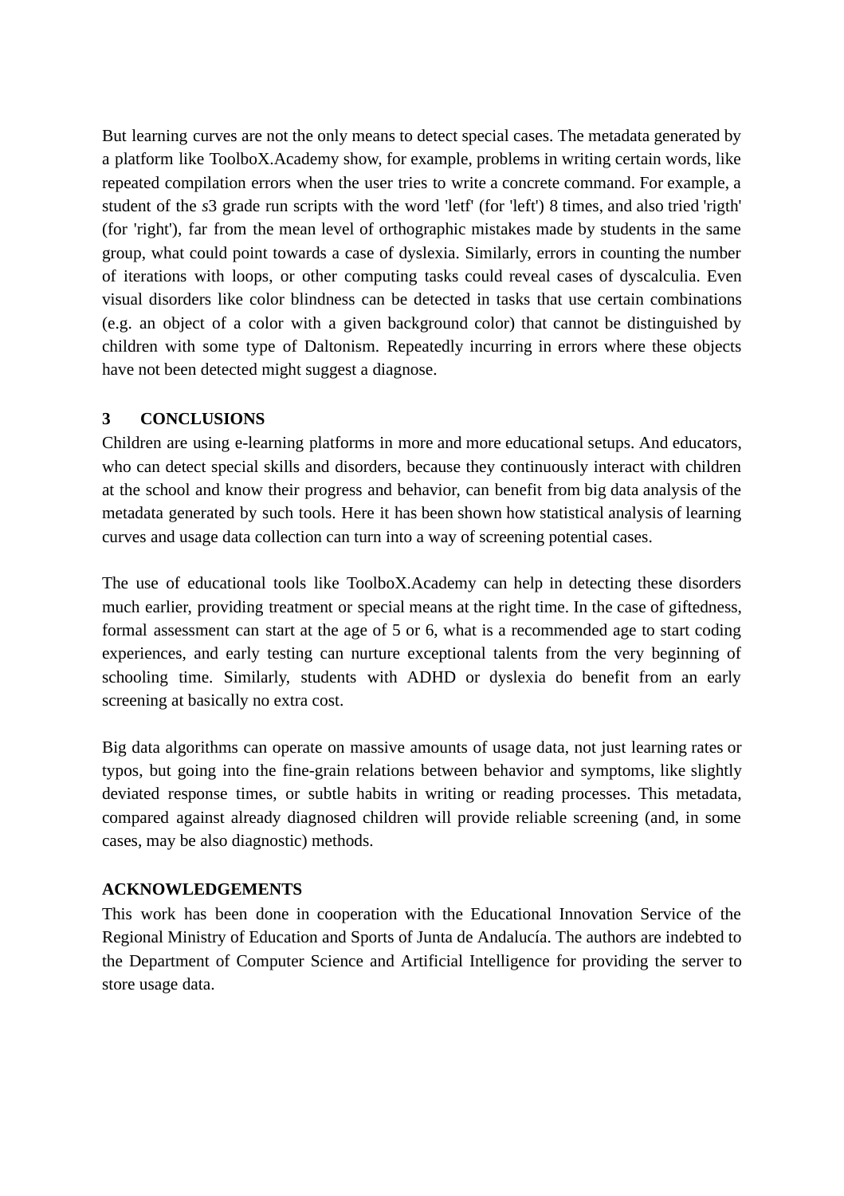But learning curves are not the only means to detect special cases. The metadata generated by a platform like ToolboX.Academy show, for example, problems in writing certain words, like repeated compilation errors when the user tries to write a concrete command. For example, a student of the *s*3 grade run scripts with the word 'letf' (for 'left') 8 times, and also tried 'rigth' (for 'right'), far from the mean level of orthographic mistakes made by students in the same group, what could point towards a case of dyslexia. Similarly, errors in counting the number of iterations with loops, or other computing tasks could reveal cases of dyscalculia. Even visual disorders like color blindness can be detected in tasks that use certain combinations (e.g. an object of a color with a given background color) that cannot be distinguished by children with some type of Daltonism. Repeatedly incurring in errors where these objects have not been detected might suggest a diagnose.

## 3 CONCLUSIONS

Children are using e-learning platforms in more and more educational setups. And educators, who can detect special skills and disorders, because they continuously interact with children at the school and know their progress and behavior, can benefit from big data analysis of the metadata generated by such tools. Here it has been shown how statistical analysis of learning curves and usage data collection can turn into a way of screening potential cases.

The use of educational tools like ToolboX.Academy can help in detecting these disorders much earlier, providing treatment or special means at the right time. In the case of giftedness, formal assessment can start at the age of 5 or 6, what is a recommended age to start coding experiences, and early testing can nurture exceptional talents from the very beginning of schooling time. Similarly, students with ADHD or dyslexia do benefit from an early screening at basically no extra cost.

Big data algorithms can operate on massive amounts of usage data, not just learning rates or typos, but going into the fine-grain relations between behavior and symptoms, like slightly deviated response times, or subtle habits in writing or reading processes. This metadata, compared against already diagnosed children will provide reliable screening (and, in some cases, may be also diagnostic) methods.

## ACKNOWLEDGEMENTS

This work has been done in cooperation with the Educational Innovation Service of the Regional Ministry of Education and Sports of Junta de Andalucía. The authors are indebted to the Department of Computer Science and Artificial Intelligence for providing the server to store usage data.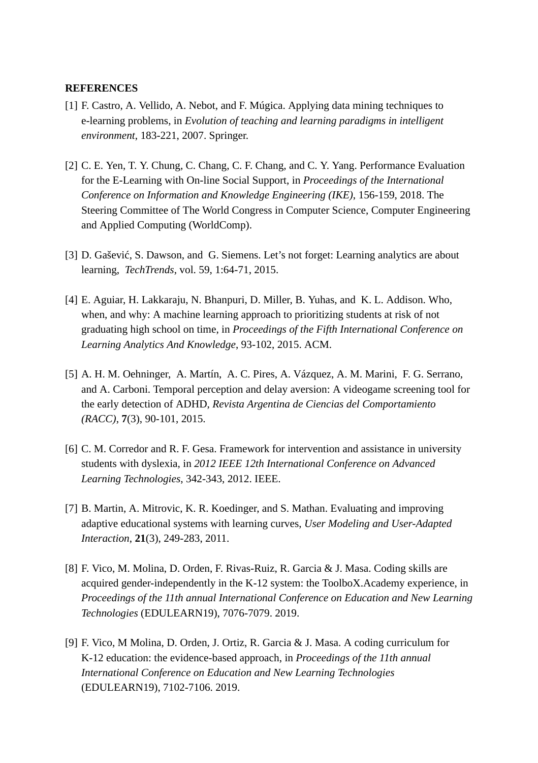**REFERENCES**

[1] F. Castro, A. Vellido, A. Nebot, and F. Múgica. Applying data mining techniques to e-learning problems, in *Evolution of teaching and learning paradigms in intelligent environment*, 183-221, 2007. Springer.

[2] C. E. Yen, T. Y. Chung, C. Chang, C. F. Chang, and C. Y. Yang. Performance Evaluation for the E-Learning with On-line Social Support, in *Proceedings of the International Conference on Information and Knowledge Engineering (IKE)*, 156-159, 2018. The Steering Committee of The World Congress in Computer Science, Computer Engineering and Applied Computing (WorldComp).

[3] D. Gašević, S. Dawson, and G. Siemens. Let's not forget: Learning analytics are about learning, *TechTrends*, vol. 59, 1:64-71, 2015.

[4] E. Aguiar, H. Lakkaraju, N. Bhanpuri, D. Miller, B. Yuhas, and K. L. Addison. Who, when, and why: A machine learning approach to prioritizing students at risk of not graduating high school on time, in *Proceedings of the Fifth International Conference on Learning Analytics And Knowledge*, 93-102, 2015. ACM.

[5] A. H. M. Oehninger, A. Martín, A. C. Pires, A. Vázquez, A. M. Marini, F. G. Serrano, and A. Carboni. Temporal perception and delay aversion: A videogame screening tool for the early detection of ADHD, *Revista Argentina de Ciencias del Comportamiento (RACC)*, **7**(3), 90-101, 2015.

[6] C. M. Corredor and R. F. Gesa. Framework for intervention and assistance in university students with dyslexia, in *2012 IEEE 12th International Conference on Advanced Learning Technologies*, 342-343, 2012. IEEE.

[7] B. Martin, A. Mitrovic, K. R. Koedinger, and S. Mathan. Evaluating and improving adaptive educational systems with learning curves, *User Modeling and User-Adapted Interaction*, **21**(3), 249-283, 2011.

[8] F. Vico, M. Molina, D. Orden, F. Rivas-Ruiz, R. Garcia & J. Masa. Coding skills are acquired gender-independently in the K-12 system: the ToolboX.Academy experience, in *Proceedings of the 11th annual International Conference on Education and New Learning Technologies* (EDULEARN19), 7076-7079. 2019.

[9] F. Vico, M Molina, D. Orden, J. Ortiz, R. Garcia & J. Masa. A coding curriculum for K-12 education: the evidence-based approach, in *Proceedings of the 11th annual International Conference on Education and New Learning Technologies* (EDULEARN19), 7102-7106. 2019.